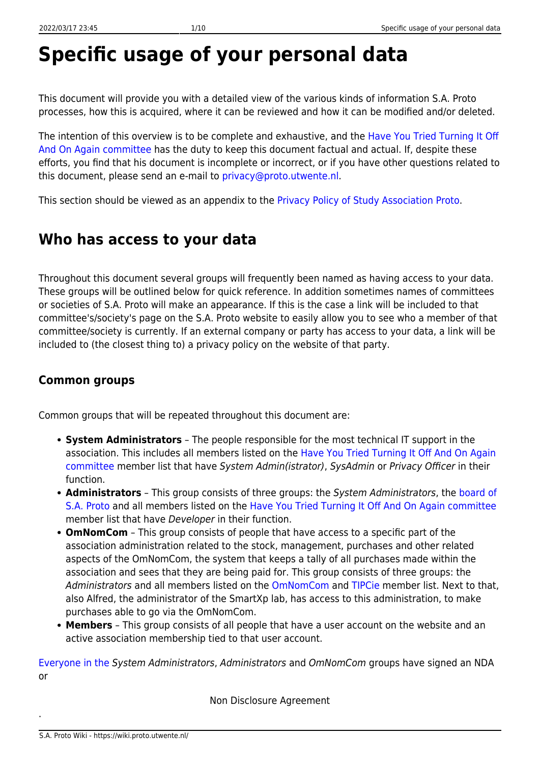# Specific usage of your personal data

This document will provide you with a detailed view of the various kinds of information S.A. Proto processes, how this is acquired, where it can be reviewed and how it can be modified and/or deleted.

The intention of this overview is to be complete and exhaustive, and the Have You Tried Turning It Off And On Again committee has the duty to keep this document factual and actual. If, despite these efforts, you find that his document is incomplete or incorrect, or if you have other questions related to this document, please send an e-mail to privacy@proto.utwente.nl.

This section should be viewed as an appendix to the Privacy Policy of Study Association Proto.

## Who has access to your data

Throughout this document several groups will frequently been named as having access to your data. These groups will be outlined below for quick reference. In addition sometimes names of committees or societies of S.A. Proto will make an appearance. If this is the case a link will be included to that committee's/society's page on the S.A. Proto website to easily allow you to see who a member of that committee/society is currently. If an external company or party has access to your data, a link will be included to (the closest thing to) a privacy policy on the website of that party.

### Common groups

Common groups that will be repeated throughout this document are:

- **System Administrators** – The people responsible for the most technical IT support in the association. This includes all members listed on the Have You Tried Turning It Off And On Again committee member list that have *System Admin(istrator)*, *SysAdmin* or *Privacy Officer* in their function.
- **Administrators** – This group consists of three groups: the *System Administrators*, the board of S.A. Proto and all members listed on the Have You Tried Turning It Off And On Again committee member list that have *Developer* in their function.
- **OmNomCom** – This group consists of people that have access to a specific part of the association administration related to the stock, management, purchases and other related aspects of the OmNomCom, the system that keeps a tally of all purchases made within the association and sees that they are being paid for. This group consists of three groups: the *Administrators* and all members listed on the OmNomCom and TIPCie member list. Next to that, also Alfred, the administrator of the SmartXp lab, has access to this administration, to make purchases able to go via the OmNomCom.
- **Members** – This group consists of all people that have a user account on the website and an active association membership tied to that user account.

Everyone in the *System Administrators*, *Administrators* and *OmNomCom* groups have signed an NDA or

Non Disclosure Agreement

.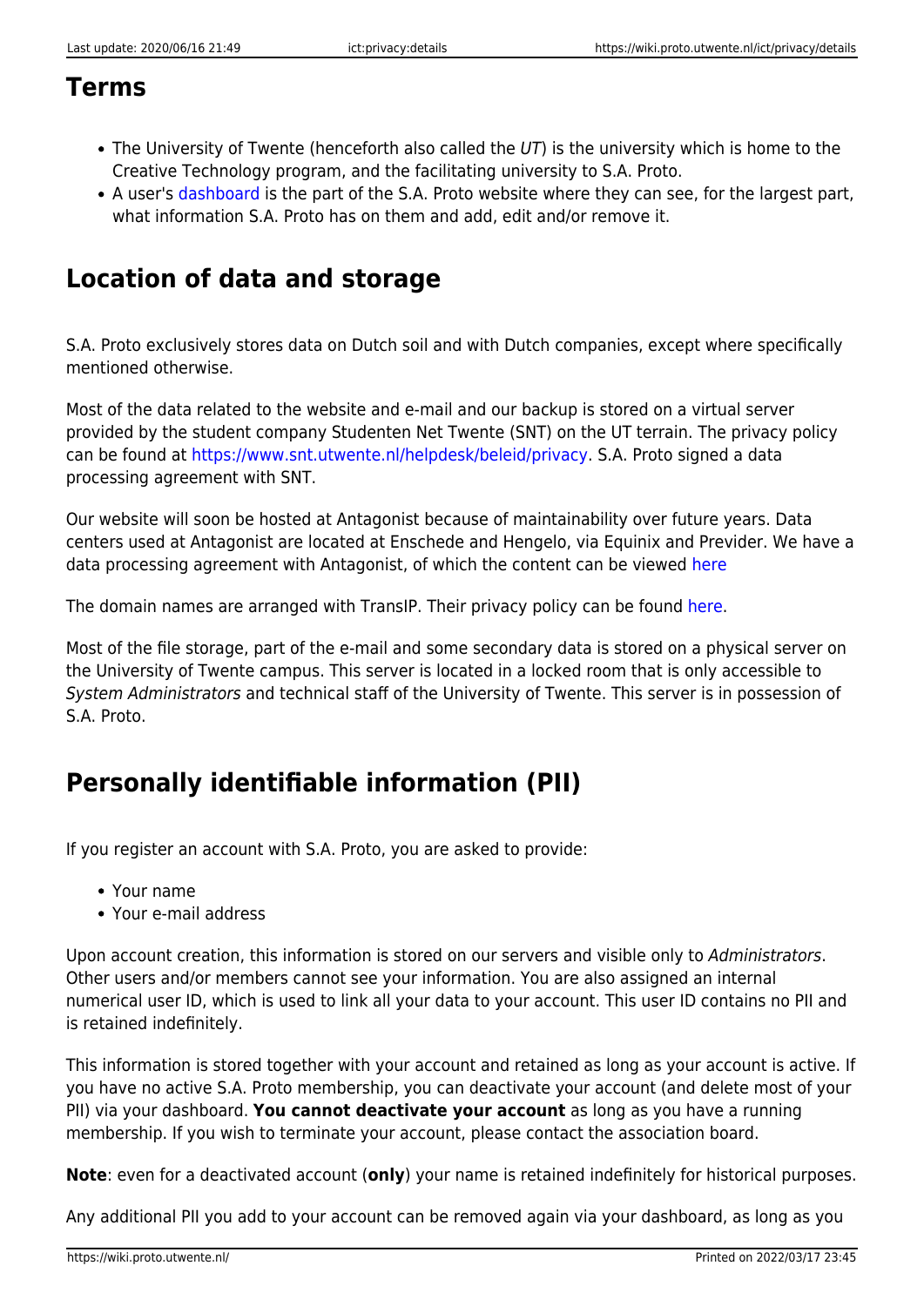## Terms

- The University of Twente (henceforth also called the *UT*) is the university which is home to the Creative Technology program, and the facilitating university to S.A. Proto.
- A user's dashboard is the part of the S.A. Proto website where they can see, for the largest part, what information S.A. Proto has on them and add, edit and/or remove it.

## Location of data and storage

S.A. Proto exclusively stores data on Dutch soil and with Dutch companies, except where specifically mentioned otherwise.

Most of the data related to the website and e-mail and our backup is stored on a virtual server provided by the student company Studenten Net Twente (SNT) on the UT terrain. The privacy policy can be found at https://www.snt.utwente.nl/helpdesk/beleid/privacy. S.A. Proto signed a data processing agreement with SNT.

Our website will soon be hosted at Antagonist because of maintainability over future years. Data centers used at Antagonist are located at Enschede and Hengelo, via Equinix and Previder. We have a data processing agreement with Antagonist, of which the content can be viewed here

The domain names are arranged with TransIP. Their privacy policy can be found here.

Most of the file storage, part of the e-mail and some secondary data is stored on a physical server on the University of Twente campus. This server is located in a locked room that is only accessible to *System Administrators* and technical staff of the University of Twente. This server is in possession of S.A. Proto.

## Personally identifiable information (PII)

If you register an account with S.A. Proto, you are asked to provide:

- Your name
- Your e-mail address

Upon account creation, this information is stored on our servers and visible only to *Administrators*. Other users and/or members cannot see your information. You are also assigned an internal numerical user ID, which is used to link all your data to your account. This user ID contains no PII and is retained indefinitely.

This information is stored together with your account and retained as long as your account is active. If you have no active S.A. Proto membership, you can deactivate your account (and delete most of your PII) via your dashboard. **You cannot deactivate your account** as long as you have a running membership. If you wish to terminate your account, please contact the association board.

**Note**: even for a deactivated account (**only**) your name is retained indefinitely for historical purposes.

Any additional PII you add to your account can be removed again via your dashboard, as long as you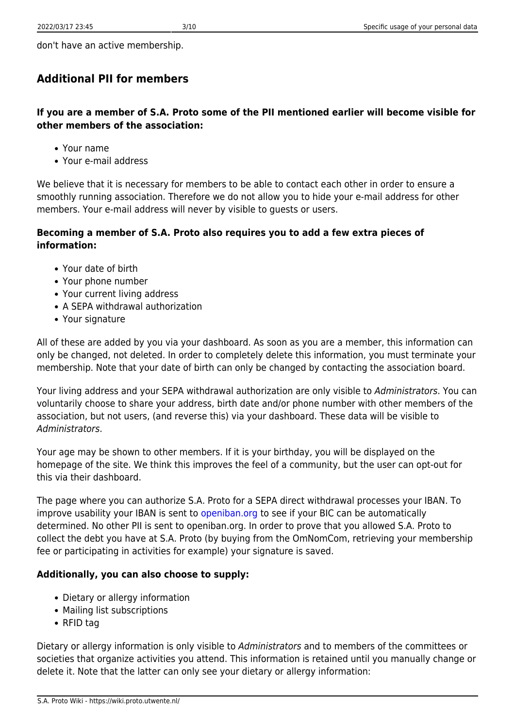don't have an active membership.

## Additional PII for members

#### If you are a member of S.A. Proto some of the PII mentioned earlier will become visible for other members of the association:

- Your name
- Your e-mail address

We believe that it is necessary for members to be able to contact each other in order to ensure a smoothly running association. Therefore we do not allow you to hide your e-mail address for other members. Your e-mail address will never by visible to guests or users.

#### Becoming a member of S.A. Proto also requires you to add a few extra pieces of information:

- Your date of birth
- Your phone number
- Your current living address
- A SEPA withdrawal authorization
- Your signature

All of these are added by you via your dashboard. As soon as you are a member, this information can only be changed, not deleted. In order to completely delete this information, you must terminate your membership. Note that your date of birth can only be changed by contacting the association board.

Your living address and your SEPA withdrawal authorization are only visible to *Administrators*. You can voluntarily choose to share your address, birth date and/or phone number with other members of the association, but not users, (and reverse this) via your dashboard. These data will be visible to *Administrators*.

Your age may be shown to other members. If it is your birthday, you will be displayed on the homepage of the site. We think this improves the feel of a community, but the user can opt-out for this via their dashboard.

The page where you can authorize S.A. Proto for a SEPA direct withdrawal processes your IBAN. To improve usability your IBAN is sent to openiban.org to see if your BIC can be automatically determined. No other PII is sent to openiban.org. In order to prove that you allowed S.A. Proto to collect the debt you have at S.A. Proto (by buying from the OmNomCom, retrieving your membership fee or participating in activities for example) your signature is saved.

#### Additionally, you can also choose to supply:

- Dietary or allergy information
- Mailing list subscriptions
- RFID tag

Dietary or allergy information is only visible to *Administrators* and to members of the committees or societies that organize activities you attend. This information is retained until you manually change or delete it. Note that the latter can only see your dietary or allergy information: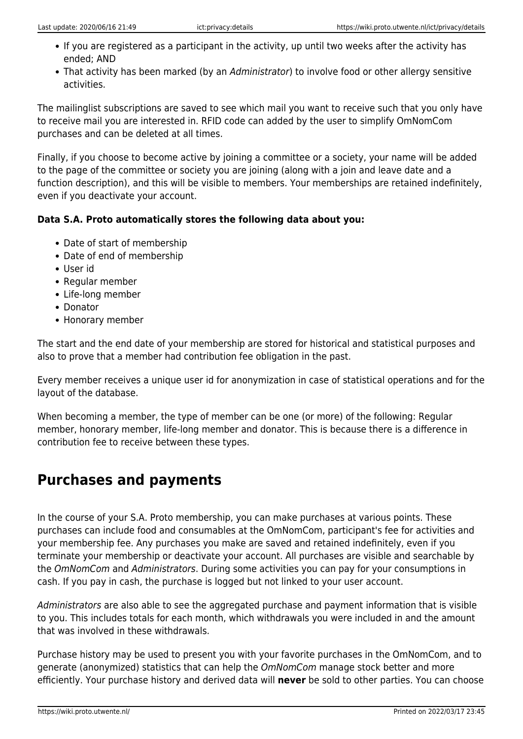- If you are registered as a participant in the activity, up until two weeks after the activity has ended; AND
- That activity has been marked (by an *Administrator*) to involve food or other allergy sensitive activities.

The mailinglist subscriptions are saved to see which mail you want to receive such that you only have to receive mail you are interested in. RFID code can added by the user to simplify OmNomCom purchases and can be deleted at all times.

Finally, if you choose to become active by joining a committee or a society, your name will be added to the page of the committee or society you are joining (along with a join and leave date and a function description), and this will be visible to members. Your memberships are retained indefinitely, even if you deactivate your account.

**Data S.A. Proto automatically stores the following data about you:**

- Date of start of membership
- Date of end of membership
- User id
- Regular member
- Life-long member
- Donator
- Honorary member

The start and the end date of your membership are stored for historical and statistical purposes and also to prove that a member had contribution fee obligation in the past.

Every member receives a unique user id for anonymization in case of statistical operations and for the layout of the database.

When becoming a member, the type of member can be one (or more) of the following: Regular member, honorary member, life-long member and donator. This is because there is a difference in contribution fee to receive between these types.

## Purchases and payments

In the course of your S.A. Proto membership, you can make purchases at various points. These purchases can include food and consumables at the OmNomCom, participant's fee for activities and your membership fee. Any purchases you make are saved and retained indefinitely, even if you terminate your membership or deactivate your account. All purchases are visible and searchable by the *OmNomCom* and *Administrators*. During some activities you can pay for your consumptions in cash. If you pay in cash, the purchase is logged but not linked to your user account.

*Administrators* are also able to see the aggregated purchase and payment information that is visible to you. This includes totals for each month, which withdrawals you were included in and the amount that was involved in these withdrawals.

Purchase history may be used to present you with your favorite purchases in the OmNomCom, and to generate (anonymized) statistics that can help the *OmNomCom* manage stock better and more efficiently. Your purchase history and derived data will **never** be sold to other parties. You can choose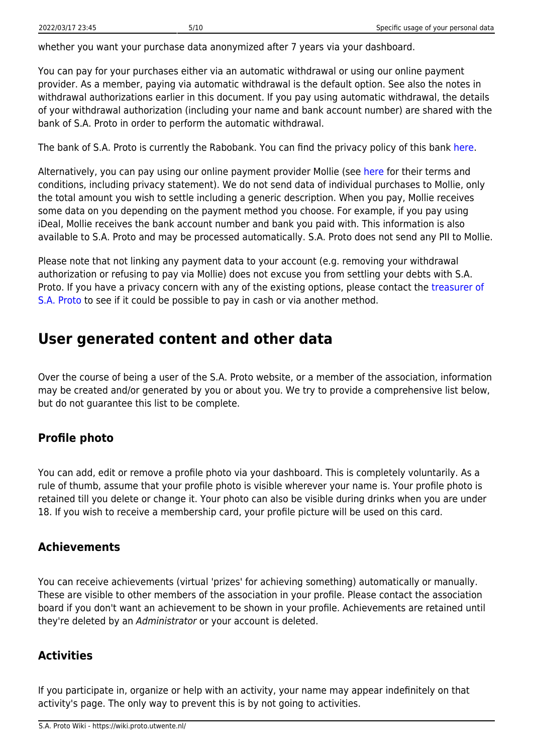whether you want your purchase data anonymized after 7 years via your dashboard.

You can pay for your purchases either via an automatic withdrawal or using our online payment provider. As a member, paying via automatic withdrawal is the default option. See also the notes in withdrawal authorizations earlier in this document. If you pay using automatic withdrawal, the details of your withdrawal authorization (including your name and bank account number) are shared with the bank of S.A. Proto in order to perform the automatic withdrawal.

The bank of S.A. Proto is currently the Rabobank. You can find the privacy policy of this bank here.

Alternatively, you can pay using our online payment provider Mollie (see here for their terms and conditions, including privacy statement). We do not send data of individual purchases to Mollie, only the total amount you wish to settle including a generic description. When you pay, Mollie receives some data on you depending on the payment method you choose. For example, if you pay using iDeal, Mollie receives the bank account number and bank you paid with. This information is also available to S.A. Proto and may be processed automatically. S.A. Proto does not send any PII to Mollie.

Please note that not linking any payment data to your account (e.g. removing your withdrawal authorization or refusing to pay via Mollie) does not excuse you from settling your debts with S.A. Proto. If you have a privacy concern with any of the existing options, please contact the treasurer of S.A. Proto to see if it could be possible to pay in cash or via another method.

## User generated content and other data

Over the course of being a user of the S.A. Proto website, or a member of the association, information may be created and/or generated by you or about you. We try to provide a comprehensive list below, but do not guarantee this list to be complete.

### Profile photo

You can add, edit or remove a profile photo via your dashboard. This is completely voluntarily. As a rule of thumb, assume that your profile photo is visible wherever your name is. Your profile photo is retained till you delete or change it. Your photo can also be visible during drinks when you are under 18. If you wish to receive a membership card, your profile picture will be used on this card.

### Achievements

You can receive achievements (virtual 'prizes' for achieving something) automatically or manually. These are visible to other members of the association in your profile. Please contact the association board if you don't want an achievement to be shown in your profile. Achievements are retained until they're deleted by an *Administrator* or your account is deleted.

### Activities

If you participate in, organize or help with an activity, your name may appear indefinitely on that activity's page. The only way to prevent this is by not going to activities.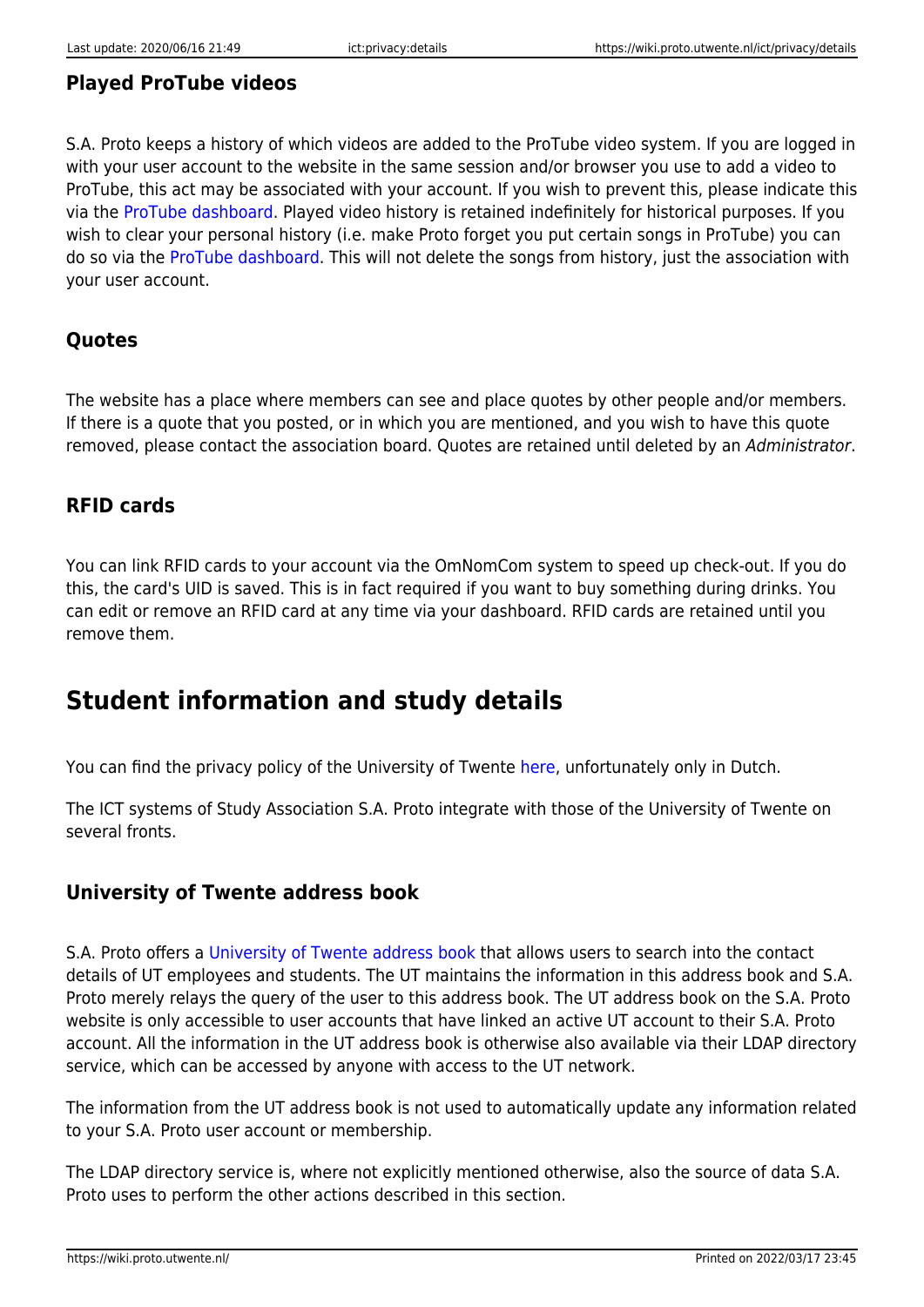### Played ProTube videos

S.A. Proto keeps a history of which videos are added to the ProTube video system. If you are logged in with your user account to the website in the same session and/or browser you use to add a video to ProTube, this act may be associated with your account. If you wish to prevent this, please indicate this via the ProTube dashboard. Played video history is retained indefinitely for historical purposes. If you wish to clear your personal history (i.e. make Proto forget you put certain songs in ProTube) you can do so via the ProTube dashboard. This will not delete the songs from history, just the association with your user account.

### Quotes

The website has a place where members can see and place quotes by other people and/or members. If there is a quote that you posted, or in which you are mentioned, and you wish to have this quote removed, please contact the association board. Quotes are retained until deleted by an *Administrator*.

### RFID cards

You can link RFID cards to your account via the OmNomCom system to speed up check-out. If you do this, the card's UID is saved. This is in fact required if you want to buy something during drinks. You can edit or remove an RFID card at any time via your dashboard. RFID cards are retained until you remove them.

## Student information and study details

You can find the privacy policy of the University of Twente here, unfortunately only in Dutch.

The ICT systems of Study Association S.A. Proto integrate with those of the University of Twente on several fronts.

### University of Twente address book

S.A. Proto offers a University of Twente address book that allows users to search into the contact details of UT employees and students. The UT maintains the information in this address book and S.A. Proto merely relays the query of the user to this address book. The UT address book on the S.A. Proto website is only accessible to user accounts that have linked an active UT account to their S.A. Proto account. All the information in the UT address book is otherwise also available via their LDAP directory service, which can be accessed by anyone with access to the UT network.

The information from the UT address book is not used to automatically update any information related to your S.A. Proto user account or membership.

The LDAP directory service is, where not explicitly mentioned otherwise, also the source of data S.A. Proto uses to perform the other actions described in this section.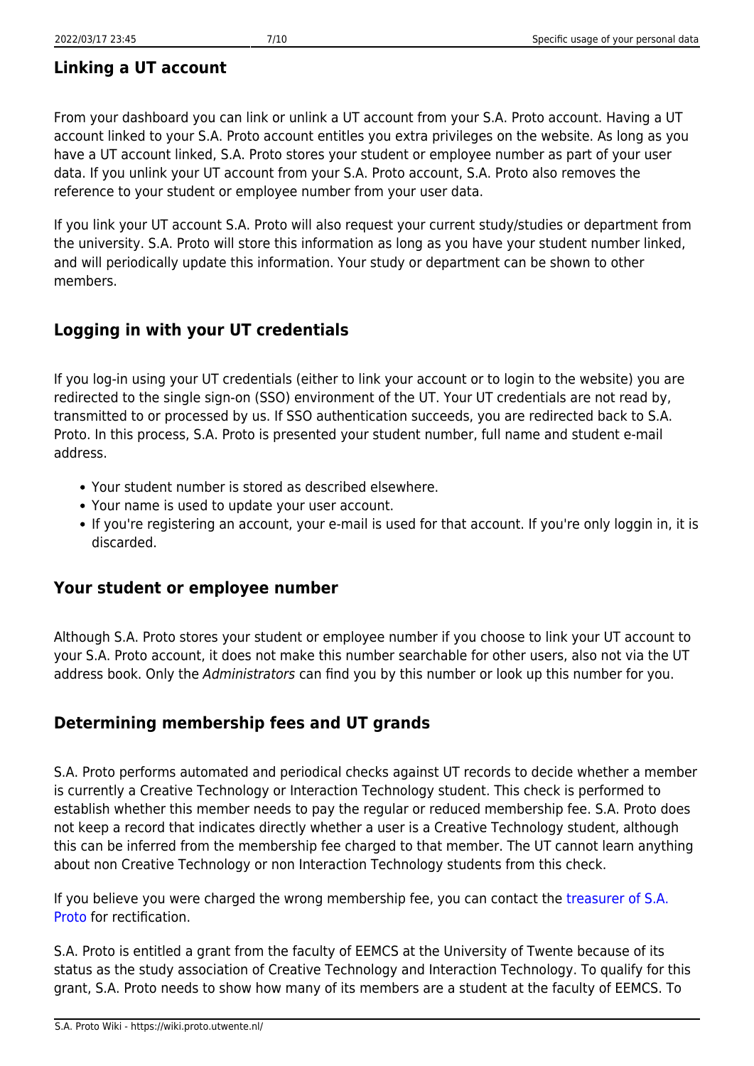### Linking a UT account

From your dashboard you can link or unlink a UT account from your S.A. Proto account. Having a UT account linked to your S.A. Proto account entitles you extra privileges on the website. As long as you have a UT account linked, S.A. Proto stores your student or employee number as part of your user data. If you unlink your UT account from your S.A. Proto account, S.A. Proto also removes the reference to your student or employee number from your user data.

If you link your UT account S.A. Proto will also request your current study/studies or department from the university. S.A. Proto will store this information as long as you have your student number linked, and will periodically update this information. Your study or department can be shown to other members.

### Logging in with your UT credentials

If you log-in using your UT credentials (either to link your account or to login to the website) you are redirected to the single sign-on (SSO) environment of the UT. Your UT credentials are not read by, transmitted to or processed by us. If SSO authentication succeeds, you are redirected back to S.A. Proto. In this process, S.A. Proto is presented your student number, full name and student e-mail address.

- Your student number is stored as described elsewhere.
- Your name is used to update your user account.
- If you're registering an account, your e-mail is used for that account. If you're only loggin in, it is discarded.

### Your student or employee number

Although S.A. Proto stores your student or employee number if you choose to link your UT account to your S.A. Proto account, it does not make this number searchable for other users, also not via the UT address book. Only the *Administrators* can find you by this number or look up this number for you.

### Determining membership fees and UT grands

S.A. Proto performs automated and periodical checks against UT records to decide whether a member is currently a Creative Technology or Interaction Technology student. This check is performed to establish whether this member needs to pay the regular or reduced membership fee. S.A. Proto does not keep a record that indicates directly whether a user is a Creative Technology student, although this can be inferred from the membership fee charged to that member. The UT cannot learn anything about non Creative Technology or non Interaction Technology students from this check.

If you believe you were charged the wrong membership fee, you can contact the treasurer of S.A. Proto for rectification.

S.A. Proto is entitled a grant from the faculty of EEMCS at the University of Twente because of its status as the study association of Creative Technology and Interaction Technology. To qualify for this grant, S.A. Proto needs to show how many of its members are a student at the faculty of EEMCS. To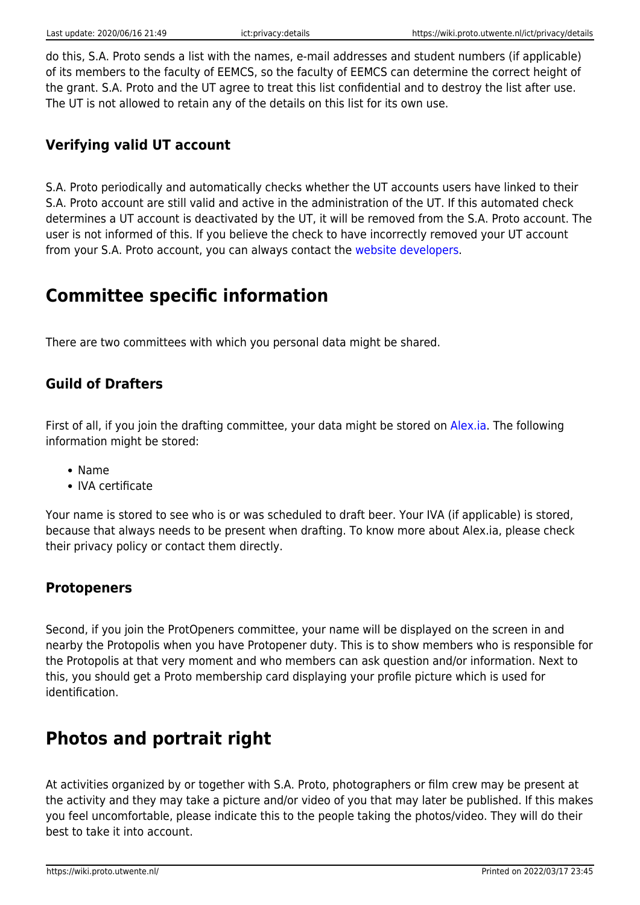do this, S.A. Proto sends a list with the names, e-mail addresses and student numbers (if applicable) of its members to the faculty of EEMCS, so the faculty of EEMCS can determine the correct height of the grant. S.A. Proto and the UT agree to treat this list confidential and to destroy the list after use. The UT is not allowed to retain any of the details on this list for its own use.

### Verifying valid UT account

S.A. Proto periodically and automatically checks whether the UT accounts users have linked to their S.A. Proto account are still valid and active in the administration of the UT. If this automated check determines a UT account is deactivated by the UT, it will be removed from the S.A. Proto account. The user is not informed of this. If you believe the check to have incorrectly removed your UT account from your S.A. Proto account, you can always contact the website developers.

## Committee specific information

There are two committees with which you personal data might be shared.

### Guild of Drafters

First of all, if you join the drafting committee, your data might be stored on Alex.ia. The following information might be stored:

- Name
- IVA certificate

Your name is stored to see who is or was scheduled to draft beer. Your IVA (if applicable) is stored, because that always needs to be present when drafting. To know more about Alex.ia, please check their privacy policy or contact them directly.

### Protopeners

Second, if you join the ProtOpeners committee, your name will be displayed on the screen in and nearby the Protopolis when you have Protopener duty. This is to show members who is responsible for the Protopolis at that very moment and who members can ask question and/or information. Next to this, you should get a Proto membership card displaying your profile picture which is used for identification.

## Photos and portrait right

At activities organized by or together with S.A. Proto, photographers or film crew may be present at the activity and they may take a picture and/or video of you that may later be published. If this makes you feel uncomfortable, please indicate this to the people taking the photos/video. They will do their best to take it into account.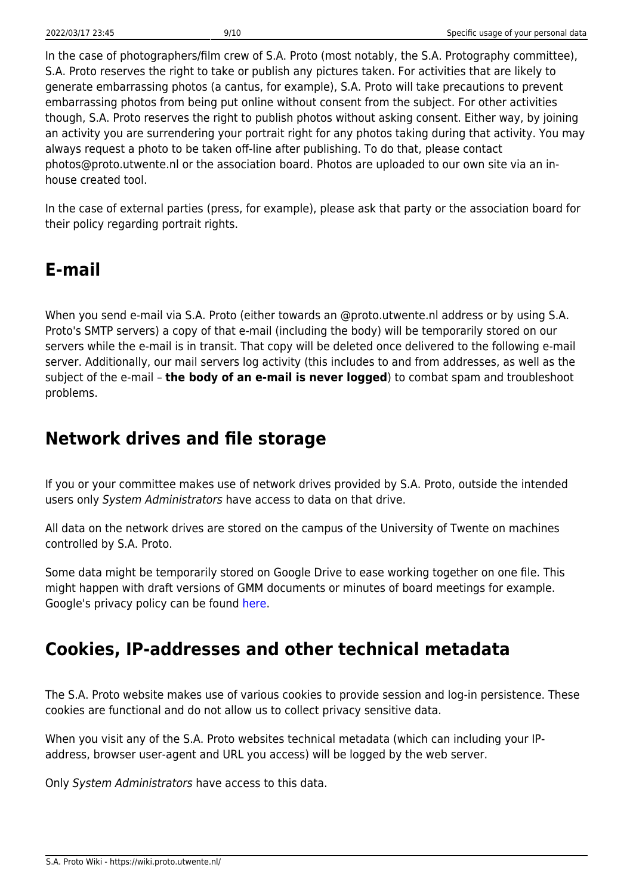In the case of photographers/film crew of S.A. Proto (most notably, the S.A. Protography committee), S.A. Proto reserves the right to take or publish any pictures taken. For activities that are likely to generate embarrassing photos (a cantus, for example), S.A. Proto will take precautions to prevent embarrassing photos from being put online without consent from the subject. For other activities though, S.A. Proto reserves the right to publish photos without asking consent. Either way, by joining an activity you are surrendering your portrait right for any photos taking during that activity. You may always request a photo to be taken off-line after publishing. To do that, please contact photos@proto.utwente.nl or the association board. Photos are uploaded to our own site via an in-house created tool.

In the case of external parties (press, for example), please ask that party or the association board for their policy regarding portrait rights.

## E-mail

When you send e-mail via S.A. Proto (either towards an @proto.utwente.nl address or by using S.A. Proto's SMTP servers) a copy of that e-mail (including the body) will be temporarily stored on our servers while the e-mail is in transit. That copy will be deleted once delivered to the following e-mail server. Additionally, our mail servers log activity (this includes to and from addresses, as well as the subject of the e-mail – **the body of an e-mail is never logged**) to combat spam and troubleshoot problems.

## Network drives and file storage

If you or your committee makes use of network drives provided by S.A. Proto, outside the intended users only *System Administrators* have access to data on that drive.

All data on the network drives are stored on the campus of the University of Twente on machines controlled by S.A. Proto.

Some data might be temporarily stored on Google Drive to ease working together on one file. This might happen with draft versions of GMM documents or minutes of board meetings for example. Google's privacy policy can be found here.

## Cookies, IP-addresses and other technical metadata

The S.A. Proto website makes use of various cookies to provide session and log-in persistence. These cookies are functional and do not allow us to collect privacy sensitive data.

When you visit any of the S.A. Proto websites technical metadata (which can including your IP-address, browser user-agent and URL you access) will be logged by the web server.

Only *System Administrators* have access to this data.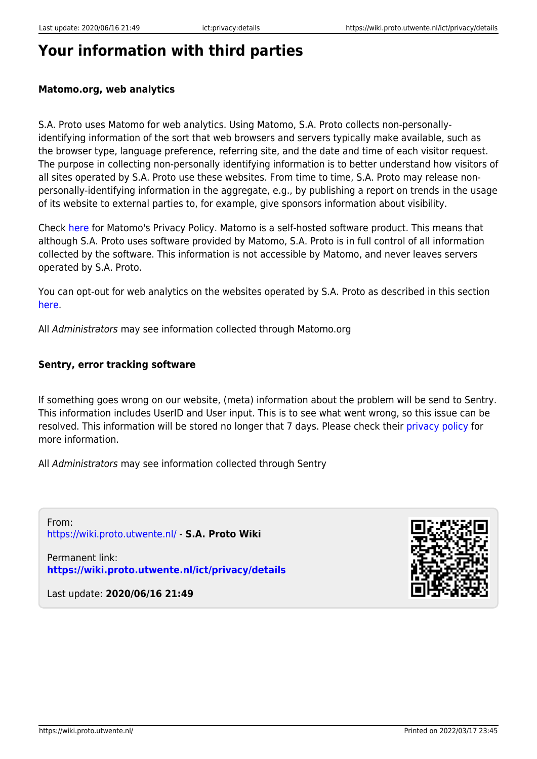# Your information with third parties

**Matomo.org, web analytics**

S.A. Proto uses Matomo for web analytics. Using Matomo, S.A. Proto collects non-personally-identifying information of the sort that web browsers and servers typically make available, such as the browser type, language preference, referring site, and the date and time of each visitor request. The purpose in collecting non-personally identifying information is to better understand how visitors of all sites operated by S.A. Proto use these websites. From time to time, S.A. Proto may release non-personally-identifying information in the aggregate, e.g., by publishing a report on trends in the usage of its website to external parties to, for example, give sponsors information about visibility.

Check here for Matomo's Privacy Policy. Matomo is a self-hosted software product. This means that although S.A. Proto uses software provided by Matomo, S.A. Proto is in full control of all information collected by the software. This information is not accessible by Matomo, and never leaves servers operated by S.A. Proto.

You can opt-out for web analytics on the websites operated by S.A. Proto as described in this section here.

All *Administrators* may see information collected through Matomo.org

**Sentry, error tracking software**

If something goes wrong on our website, (meta) information about the problem will be send to Sentry. This information includes UserID and User input. This is to see what went wrong, so this issue can be resolved. This information will be stored no longer that 7 days. Please check their privacy policy for more information.

All *Administrators* may see information collected through Sentry

From:
https://wiki.proto.utwente.nl/ - **S.A. Proto Wiki**

Permanent link:
**https://wiki.proto.utwente.nl/ict/privacy/details**

Last update: **2020/06/16 21:49**